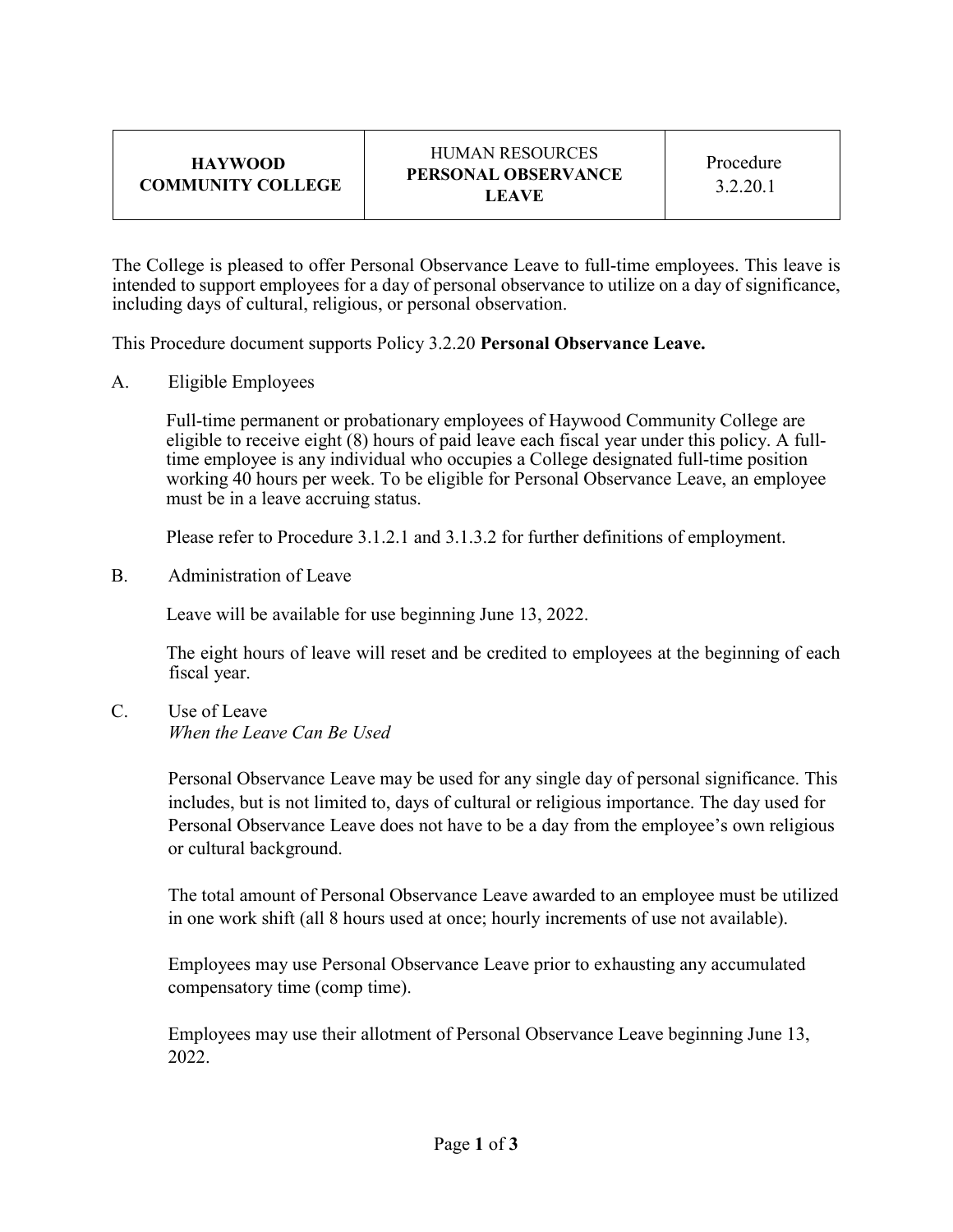| HAYWOOD COMMUNITY COLLEGE | HUMAN RESOURCES **PERSONAL OBSERVANCE LEAVE** | Procedure 3.2.20.1 |
|---|---|---|

The College is pleased to offer Personal Observance Leave to full-time employees. This leave is intended to support employees for a day of personal observance to utilize on a day of significance, including days of cultural, religious, or personal observation.

This Procedure document supports Policy 3.2.20 **Personal Observance Leave.**

A. Eligible Employees

Full-time permanent or probationary employees of Haywood Community College are eligible to receive eight (8) hours of paid leave each fiscal year under this policy. A full-time employee is any individual who occupies a College designated full-time position working 40 hours per week. To be eligible for Personal Observance Leave, an employee must be in a leave accruing status.

Please refer to Procedure 3.1.2.1 and 3.1.3.2 for further definitions of employment.

B. Administration of Leave

Leave will be available for use beginning June 13, 2022.

The eight hours of leave will reset and be credited to employees at the beginning of each fiscal year.

C. Use of Leave
*When the Leave Can Be Used*

Personal Observance Leave may be used for any single day of personal significance. This includes, but is not limited to, days of cultural or religious importance. The day used for Personal Observance Leave does not have to be a day from the employee's own religious or cultural background.

The total amount of Personal Observance Leave awarded to an employee must be utilized in one work shift (all 8 hours used at once; hourly increments of use not available).

Employees may use Personal Observance Leave prior to exhausting any accumulated compensatory time (comp time).

Employees may use their allotment of Personal Observance Leave beginning June 13, 2022.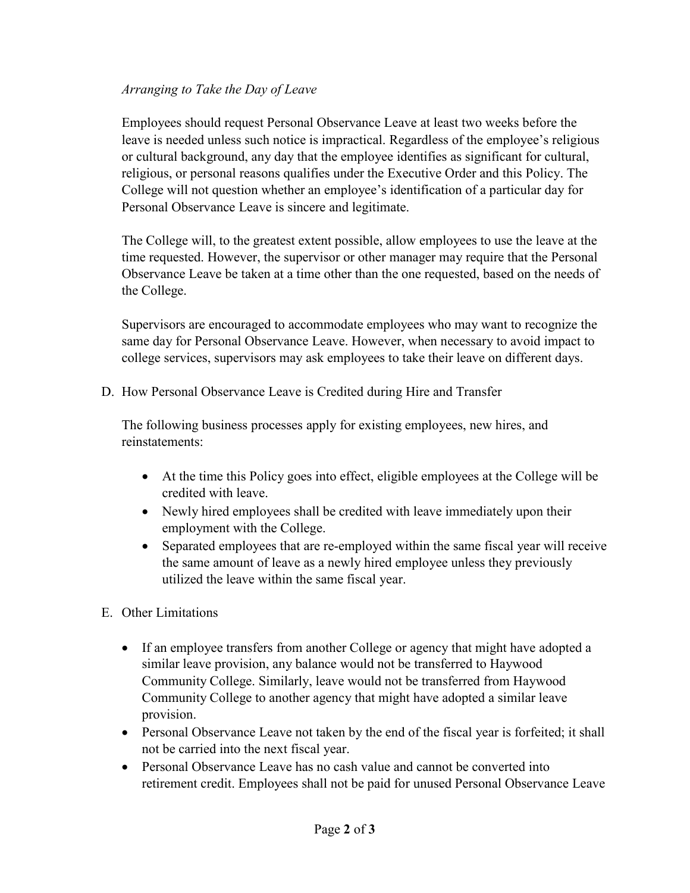*Arranging to Take the Day of Leave*

Employees should request Personal Observance Leave at least two weeks before the leave is needed unless such notice is impractical. Regardless of the employee's religious or cultural background, any day that the employee identifies as significant for cultural, religious, or personal reasons qualifies under the Executive Order and this Policy. The College will not question whether an employee's identification of a particular day for Personal Observance Leave is sincere and legitimate.

The College will, to the greatest extent possible, allow employees to use the leave at the time requested. However, the supervisor or other manager may require that the Personal Observance Leave be taken at a time other than the one requested, based on the needs of the College.

Supervisors are encouraged to accommodate employees who may want to recognize the same day for Personal Observance Leave. However, when necessary to avoid impact to college services, supervisors may ask employees to take their leave on different days.

D. How Personal Observance Leave is Credited during Hire and Transfer

The following business processes apply for existing employees, new hires, and reinstatements:

- At the time this Policy goes into effect, eligible employees at the College will be credited with leave.
- Newly hired employees shall be credited with leave immediately upon their employment with the College.
- Separated employees that are re-employed within the same fiscal year will receive the same amount of leave as a newly hired employee unless they previously utilized the leave within the same fiscal year.

E. Other Limitations

- If an employee transfers from another College or agency that might have adopted a similar leave provision, any balance would not be transferred to Haywood Community College. Similarly, leave would not be transferred from Haywood Community College to another agency that might have adopted a similar leave provision.
- Personal Observance Leave not taken by the end of the fiscal year is forfeited; it shall not be carried into the next fiscal year.
- Personal Observance Leave has no cash value and cannot be converted into retirement credit. Employees shall not be paid for unused Personal Observance Leave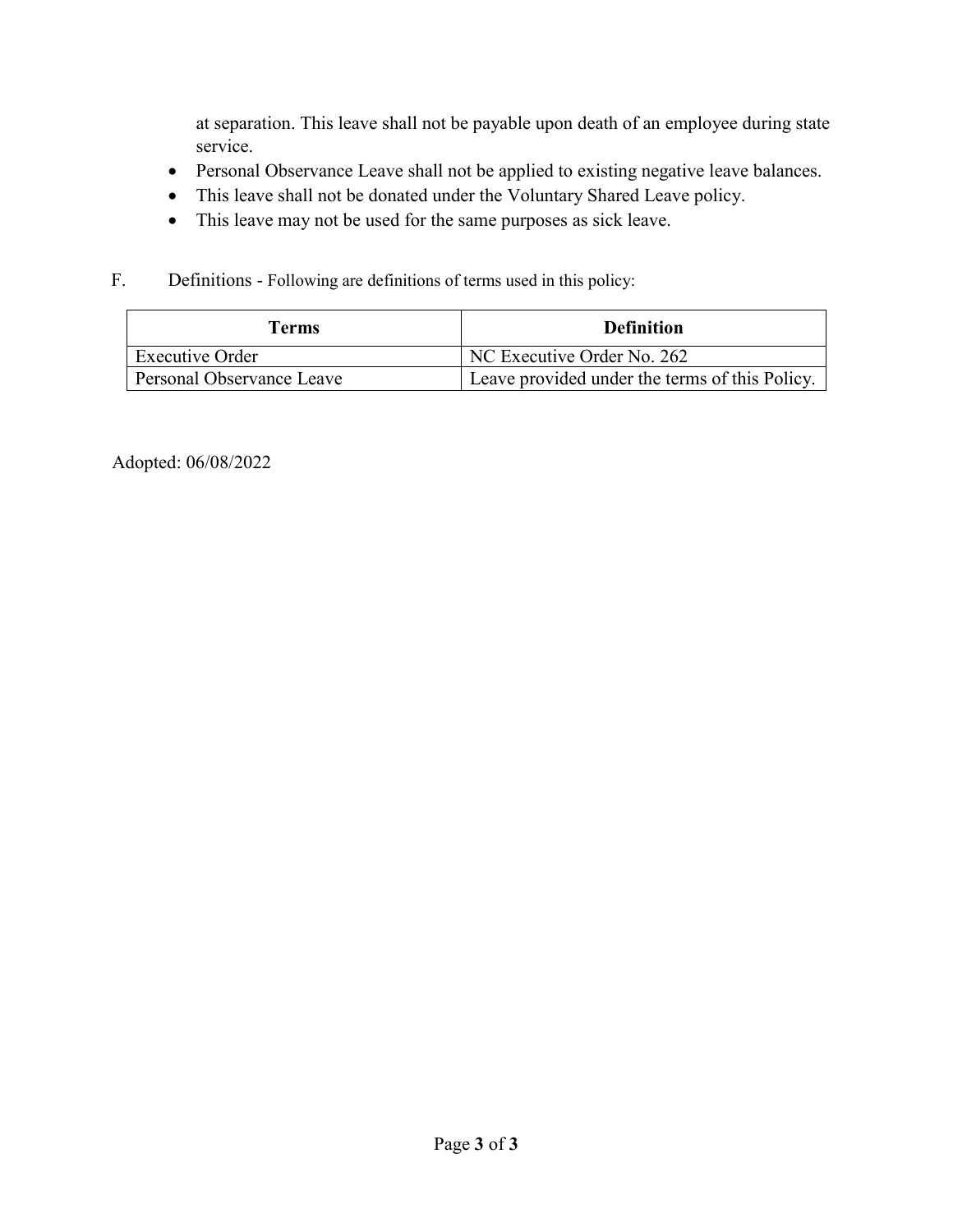at separation. This leave shall not be payable upon death of an employee during state service.

- Personal Observance Leave shall not be applied to existing negative leave balances.
- This leave shall not be donated under the Voluntary Shared Leave policy.
- This leave may not be used for the same purposes as sick leave.

F. Definitions - Following are definitions of terms used in this policy:

| Terms | Definition |
|---|---|
| Executive Order | NC Executive Order No. 262 |
| Personal Observance Leave | Leave provided under the terms of this Policy. |

Adopted: 06/08/2022